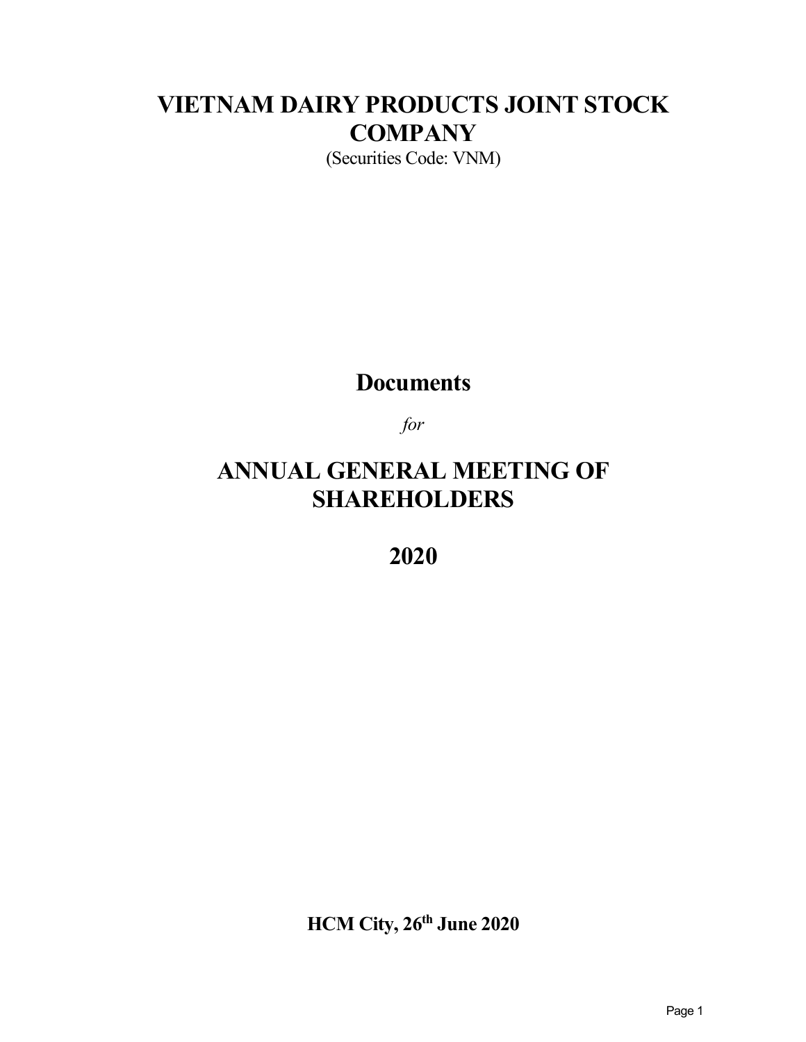# VIETNAM DAIRY PRODUCTS JOINT STOCK COMPANY

(Securities Code: VNM)

## Documents

*for*

## ANNUAL GENERAL MEETING OF SHAREHOLDERS

## 2020

**HCM City, 26th June 2020**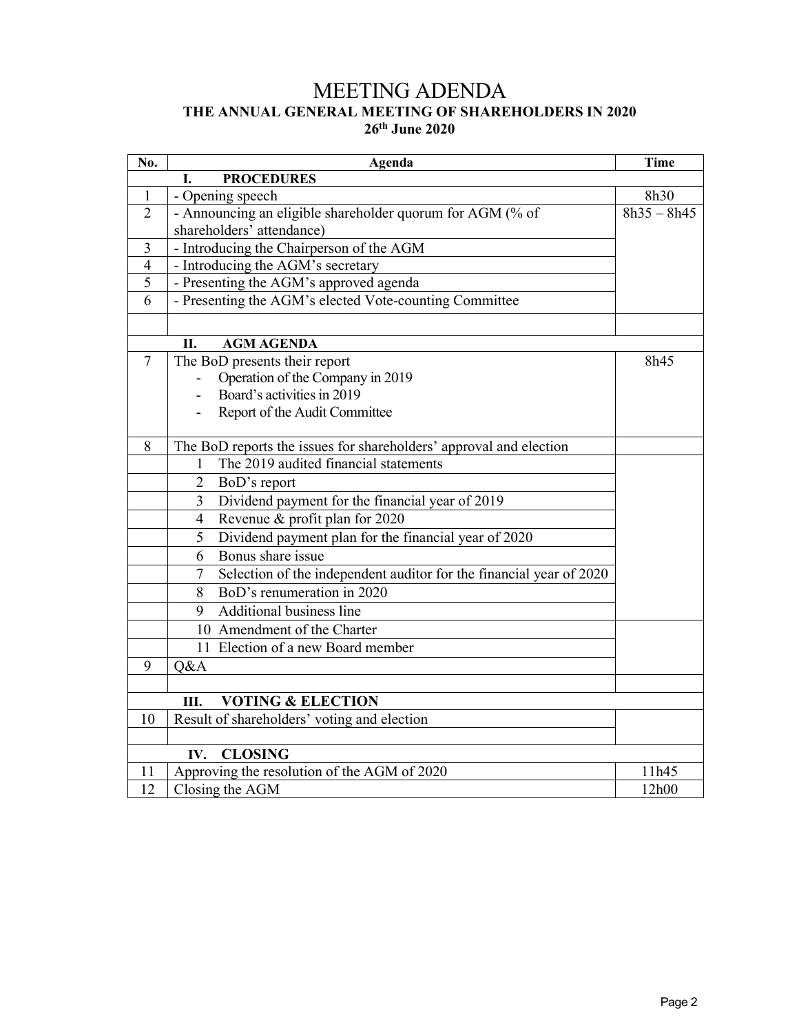# MEETING ADENDA

## THE ANNUAL GENERAL MEETING OF SHAREHOLDERS IN 2020

**26th June 2020**

| No. | Agenda | Time |
|---|---|---|
| | **I. PROCEDURES** | |
| 1 | - Opening speech | 8h30 |
| 2 | - Announcing an eligible shareholder quorum for AGM (% of shareholders' attendance) | 8h35 – 8h45 |
| 3 | - Introducing the Chairperson of the AGM | |
| 4 | - Introducing the AGM's secretary | |
| 5 | - Presenting the AGM's approved agenda | |
| 6 | - Presenting the AGM's elected Vote-counting Committee | |
| | | |
| | **II. AGM AGENDA** | |
| 7 | The BoD presents their report<br>- Operation of the Company in 2019<br>- Board's activities in 2019<br>- Report of the Audit Committee | 8h45 |
| 8 | The BoD reports the issues for shareholders' approval and election | |
| | 1 The 2019 audited financial statements | |
| | 2 BoD's report | |
| | 3 Dividend payment for the financial year of 2019 | |
| | 4 Revenue & profit plan for 2020 | |
| | 5 Dividend payment plan for the financial year of 2020 | |
| | 6 Bonus share issue | |
| | 7 Selection of the independent auditor for the financial year of 2020 | |
| | 8 BoD's renumeration in 2020 | |
| | 9 Additional business line | |
| | 10 Amendment of the Charter | |
| | 11 Election of a new Board member | |
| 9 | Q&A | |
| | | |
| | **III. VOTING & ELECTION** | |
| 10 | Result of shareholders' voting and election | |
| | | |
| | **IV. CLOSING** | |
| 11 | Approving the resolution of the AGM of 2020 | 11h45 |
| 12 | Closing the AGM | 12h00 |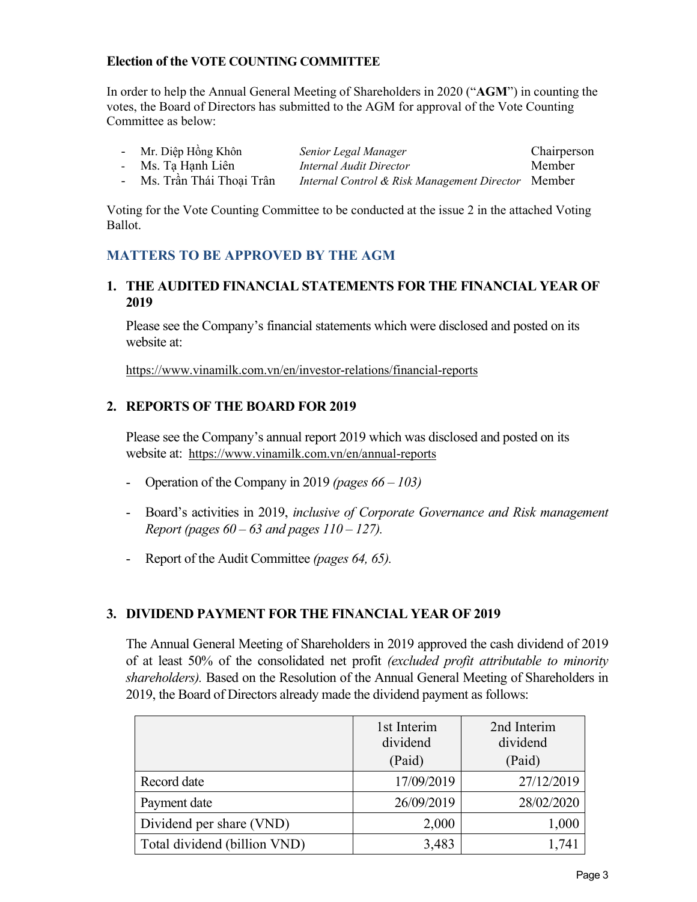**Election of the VOTE COUNTING COMMITTEE**

In order to help the Annual General Meeting of Shareholders in 2020 ("**AGM**") in counting the votes, the Board of Directors has submitted to the AGM for approval of the Vote Counting Committee as below:

- Mr. Diệp Hồng Khôn — *Senior Legal Manager* — Chairperson
- Ms. Tạ Hạnh Liên — *Internal Audit Director* — Member
- Ms. Trần Thái Thoại Trân — *Internal Control & Risk Management Director* — Member

Voting for the Vote Counting Committee to be conducted at the issue 2 in the attached Voting Ballot.

## MATTERS TO BE APPROVED BY THE AGM

### 1. THE AUDITED FINANCIAL STATEMENTS FOR THE FINANCIAL YEAR OF 2019

Please see the Company's financial statements which were disclosed and posted on its website at:

https://www.vinamilk.com.vn/en/investor-relations/financial-reports

### 2. REPORTS OF THE BOARD FOR 2019

Please see the Company's annual report 2019 which was disclosed and posted on its website at: https://www.vinamilk.com.vn/en/annual-reports

- Operation of the Company in 2019 *(pages 66 – 103)*
- Board's activities in 2019, *inclusive of Corporate Governance and Risk management Report (pages 60 – 63 and pages 110 – 127).*
- Report of the Audit Committee *(pages 64, 65).*

### 3. DIVIDEND PAYMENT FOR THE FINANCIAL YEAR OF 2019

The Annual General Meeting of Shareholders in 2019 approved the cash dividend of 2019 of at least 50% of the consolidated net profit *(excluded profit attributable to minority shareholders).* Based on the Resolution of the Annual General Meeting of Shareholders in 2019, the Board of Directors already made the dividend payment as follows:

| | 1st Interim dividend (Paid) | 2nd Interim dividend (Paid) |
|---|---|---|
| Record date | 17/09/2019 | 27/12/2019 |
| Payment date | 26/09/2019 | 28/02/2020 |
| Dividend per share (VND) | 2,000 | 1,000 |
| Total dividend (billion VND) | 3,483 | 1,741 |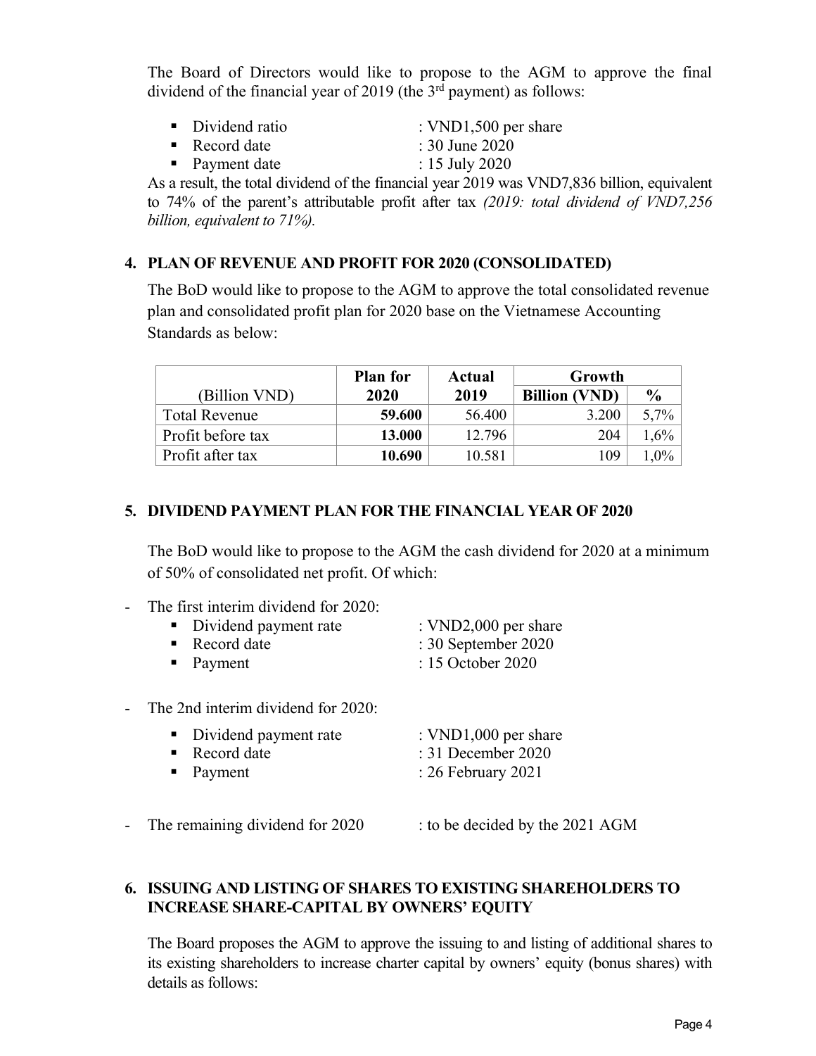The Board of Directors would like to propose to the AGM to approve the final dividend of the financial year of 2019 (the 3rd payment) as follows:

- Dividend ratio : VND1,500 per share
- Record date : 30 June 2020
- Payment date : 15 July 2020

As a result, the total dividend of the financial year 2019 was VND7,836 billion, equivalent to 74% of the parent's attributable profit after tax *(2019: total dividend of VND7,256 billion, equivalent to 71%).*

## 4. PLAN OF REVENUE AND PROFIT FOR 2020 (CONSOLIDATED)

The BoD would like to propose to the AGM to approve the total consolidated revenue plan and consolidated profit plan for 2020 base on the Vietnamese Accounting Standards as below:

| (Billion VND) | Plan for 2020 | Actual 2019 | Growth | |
|---|---|---|---|---|
| | | | Billion (VND) | % |
| Total Revenue | **59.600** | 56.400 | 3.200 | 5,7% |
| Profit before tax | **13.000** | 12.796 | 204 | 1,6% |
| Profit after tax | **10.690** | 10.581 | 109 | 1,0% |

## 5. DIVIDEND PAYMENT PLAN FOR THE FINANCIAL YEAR OF 2020

The BoD would like to propose to the AGM the cash dividend for 2020 at a minimum of 50% of consolidated net profit. Of which:

- The first interim dividend for 2020:
  - Dividend payment rate : VND2,000 per share
  - Record date : 30 September 2020
  - Payment : 15 October 2020

- The 2nd interim dividend for 2020:
  - Dividend payment rate : VND1,000 per share
  - Record date : 31 December 2020
  - Payment : 26 February 2021

- The remaining dividend for 2020 : to be decided by the 2021 AGM

## 6. ISSUING AND LISTING OF SHARES TO EXISTING SHAREHOLDERS TO INCREASE SHARE-CAPITAL BY OWNERS' EQUITY

The Board proposes the AGM to approve the issuing to and listing of additional shares to its existing shareholders to increase charter capital by owners' equity (bonus shares) with details as follows: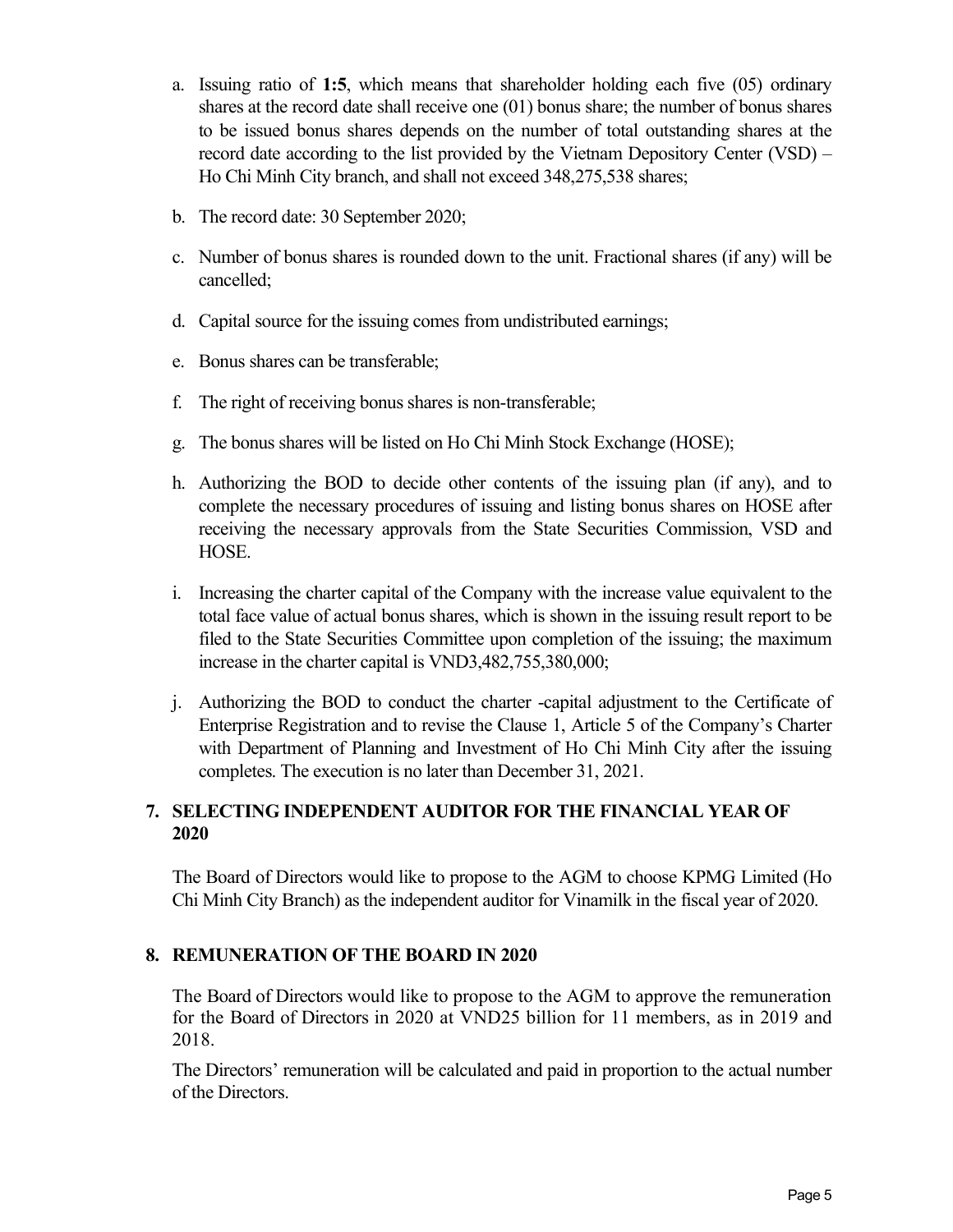a. Issuing ratio of **1:5**, which means that shareholder holding each five (05) ordinary shares at the record date shall receive one (01) bonus share; the number of bonus shares to be issued bonus shares depends on the number of total outstanding shares at the record date according to the list provided by the Vietnam Depository Center (VSD) – Ho Chi Minh City branch, and shall not exceed 348,275,538 shares;

b. The record date: 30 September 2020;

c. Number of bonus shares is rounded down to the unit. Fractional shares (if any) will be cancelled;

d. Capital source for the issuing comes from undistributed earnings;

e. Bonus shares can be transferable;

f. The right of receiving bonus shares is non-transferable;

g. The bonus shares will be listed on Ho Chi Minh Stock Exchange (HOSE);

h. Authorizing the BOD to decide other contents of the issuing plan (if any), and to complete the necessary procedures of issuing and listing bonus shares on HOSE after receiving the necessary approvals from the State Securities Commission, VSD and HOSE.

i. Increasing the charter capital of the Company with the increase value equivalent to the total face value of actual bonus shares, which is shown in the issuing result report to be filed to the State Securities Committee upon completion of the issuing; the maximum increase in the charter capital is VND3,482,755,380,000;

j. Authorizing the BOD to conduct the charter -capital adjustment to the Certificate of Enterprise Registration and to revise the Clause 1, Article 5 of the Company's Charter with Department of Planning and Investment of Ho Chi Minh City after the issuing completes. The execution is no later than December 31, 2021.

## 7. SELECTING INDEPENDENT AUDITOR FOR THE FINANCIAL YEAR OF 2020

The Board of Directors would like to propose to the AGM to choose KPMG Limited (Ho Chi Minh City Branch) as the independent auditor for Vinamilk in the fiscal year of 2020.

## 8. REMUNERATION OF THE BOARD IN 2020

The Board of Directors would like to propose to the AGM to approve the remuneration for the Board of Directors in 2020 at VND25 billion for 11 members, as in 2019 and 2018.

The Directors' remuneration will be calculated and paid in proportion to the actual number of the Directors.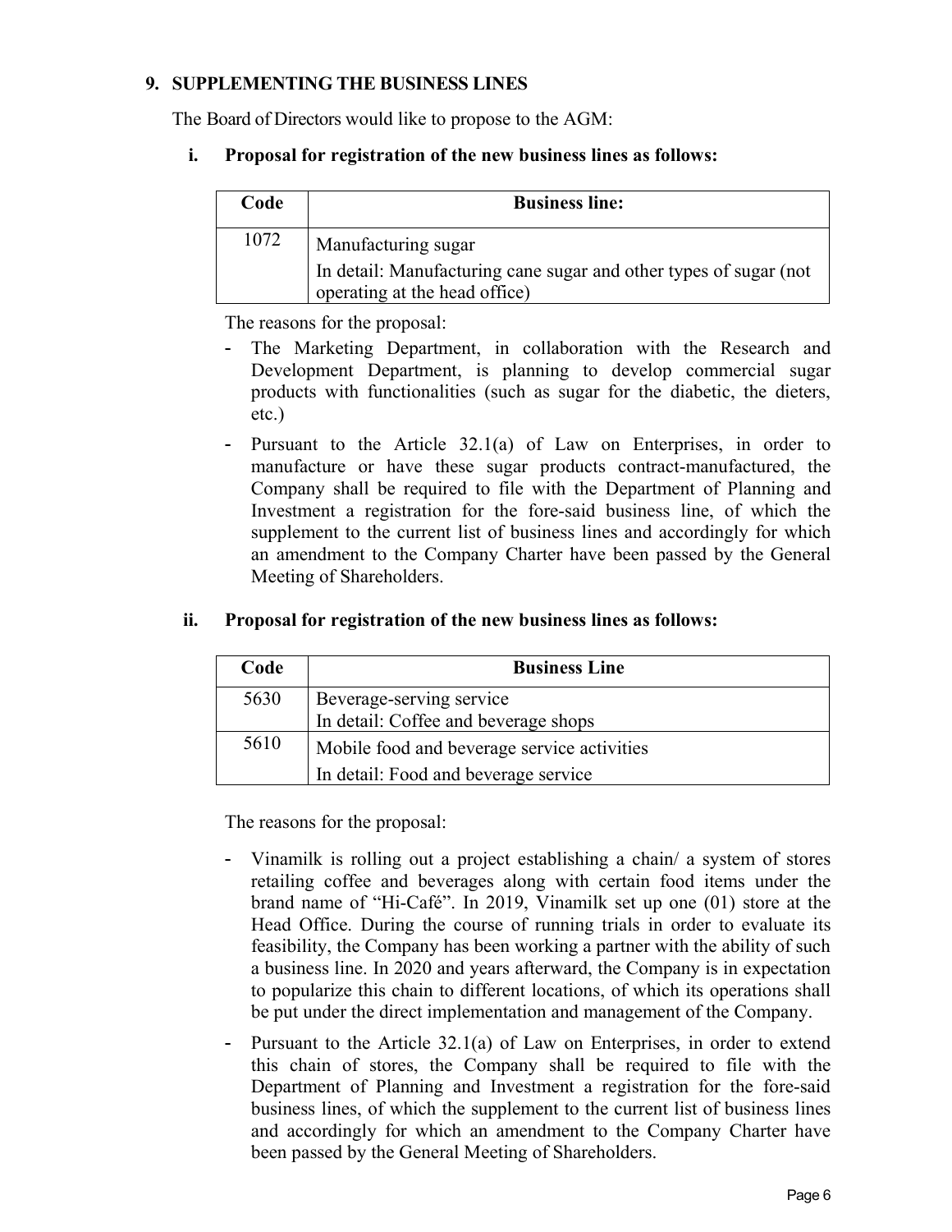## 9. SUPPLEMENTING THE BUSINESS LINES

The Board of Directors would like to propose to the AGM:

### i. Proposal for registration of the new business lines as follows:

| Code | Business line: |
|---|---|
| 1072 | Manufacturing sugar<br>In detail: Manufacturing cane sugar and other types of sugar (not operating at the head office) |

The reasons for the proposal:

- The Marketing Department, in collaboration with the Research and Development Department, is planning to develop commercial sugar products with functionalities (such as sugar for the diabetic, the dieters, etc.)
- Pursuant to the Article 32.1(a) of Law on Enterprises, in order to manufacture or have these sugar products contract-manufactured, the Company shall be required to file with the Department of Planning and Investment a registration for the fore-said business line, of which the supplement to the current list of business lines and accordingly for which an amendment to the Company Charter have been passed by the General Meeting of Shareholders.

### ii. Proposal for registration of the new business lines as follows:

| Code | Business Line |
|---|---|
| 5630 | Beverage-serving service<br>In detail: Coffee and beverage shops |
| 5610 | Mobile food and beverage service activities<br>In detail: Food and beverage service |

The reasons for the proposal:

- Vinamilk is rolling out a project establishing a chain/ a system of stores retailing coffee and beverages along with certain food items under the brand name of "Hi-Café". In 2019, Vinamilk set up one (01) store at the Head Office. During the course of running trials in order to evaluate its feasibility, the Company has been working a partner with the ability of such a business line. In 2020 and years afterward, the Company is in expectation to popularize this chain to different locations, of which its operations shall be put under the direct implementation and management of the Company.
- Pursuant to the Article 32.1(a) of Law on Enterprises, in order to extend this chain of stores, the Company shall be required to file with the Department of Planning and Investment a registration for the fore-said business lines, of which the supplement to the current list of business lines and accordingly for which an amendment to the Company Charter have been passed by the General Meeting of Shareholders.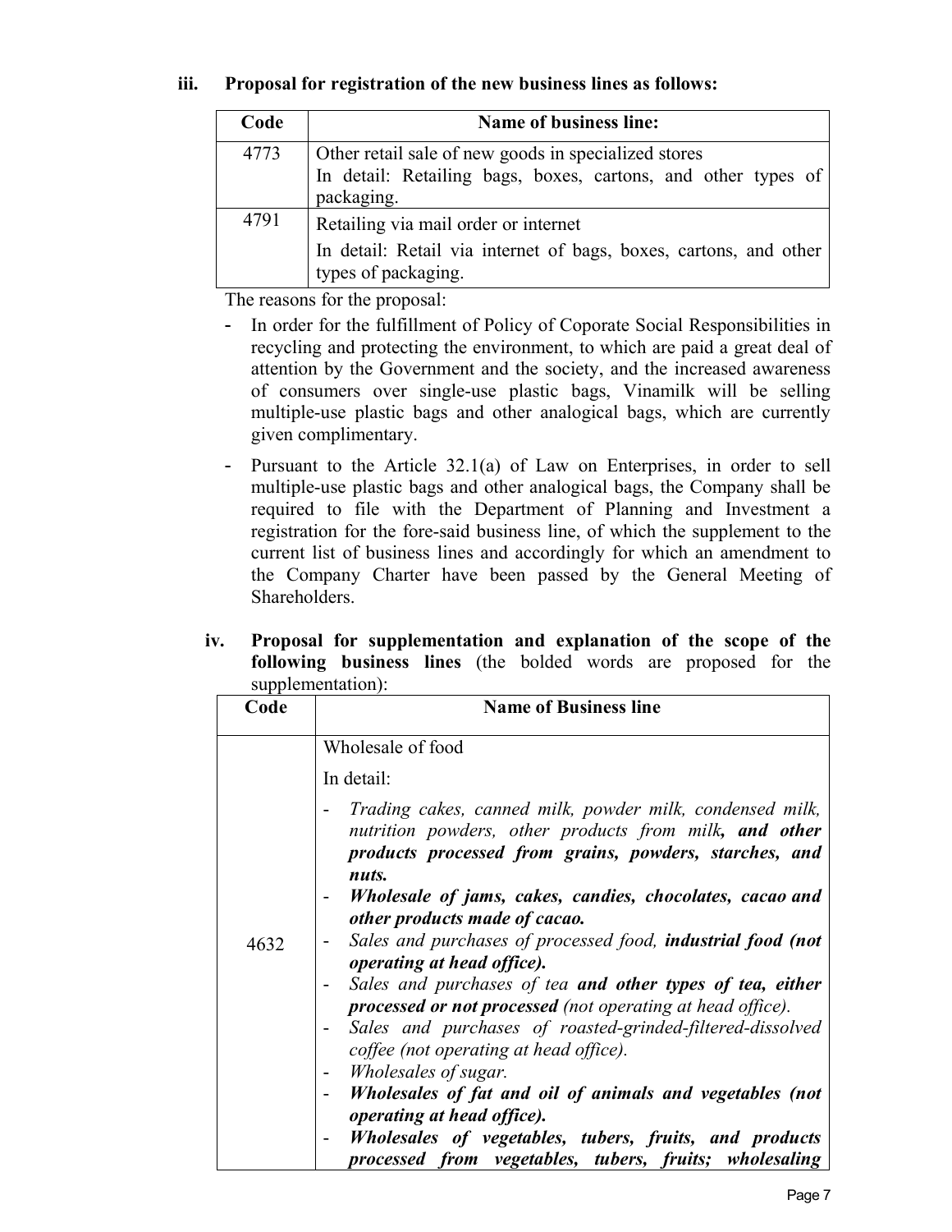### iii. Proposal for registration of the new business lines as follows:

| Code | Name of business line: |
|---|---|
| 4773 | Other retail sale of new goods in specialized stores<br>In detail: Retailing bags, boxes, cartons, and other types of packaging. |
| 4791 | Retailing via mail order or internet<br>In detail: Retail via internet of bags, boxes, cartons, and other types of packaging. |

The reasons for the proposal:

- In order for the fulfillment of Policy of Coporate Social Responsibilities in recycling and protecting the environment, to which are paid a great deal of attention by the Government and the society, and the increased awareness of consumers over single-use plastic bags, Vinamilk will be selling multiple-use plastic bags and other analogical bags, which are currently given complimentary.
- Pursuant to the Article 32.1(a) of Law on Enterprises, in order to sell multiple-use plastic bags and other analogical bags, the Company shall be required to file with the Department of Planning and Investment a registration for the fore-said business line, of which the supplement to the current list of business lines and accordingly for which an amendment to the Company Charter have been passed by the General Meeting of Shareholders.

### iv. Proposal for supplementation and explanation of the scope of the following business lines (the bolded words are proposed for the supplementation):

| Code | Name of Business line |
|---|---|
| 4632 | Wholesale of food<br>In detail:<br>- *Trading cakes, canned milk, powder milk, condensed milk, nutrition powders, other products from milk**, and other products processed from grains, powders, starches, and nuts.***<br>- ***Wholesale of jams, cakes, candies, chocolates, cacao and other products made of cacao.***<br>- *Sales and purchases of processed food, **industrial food (not operating at head office).***<br>- *Sales and purchases of tea **and other types of tea, either processed or not processed** (not operating at head office).*<br>- *Sales and purchases of roasted-grinded-filtered-dissolved coffee (not operating at head office).*<br>- *Wholesales of sugar.*<br>- ***Wholesales of fat and oil of animals and vegetables (not operating at head office).***<br>- ***Wholesales of vegetables, tubers, fruits, and products processed from vegetables, tubers, fruits; wholesaling*** |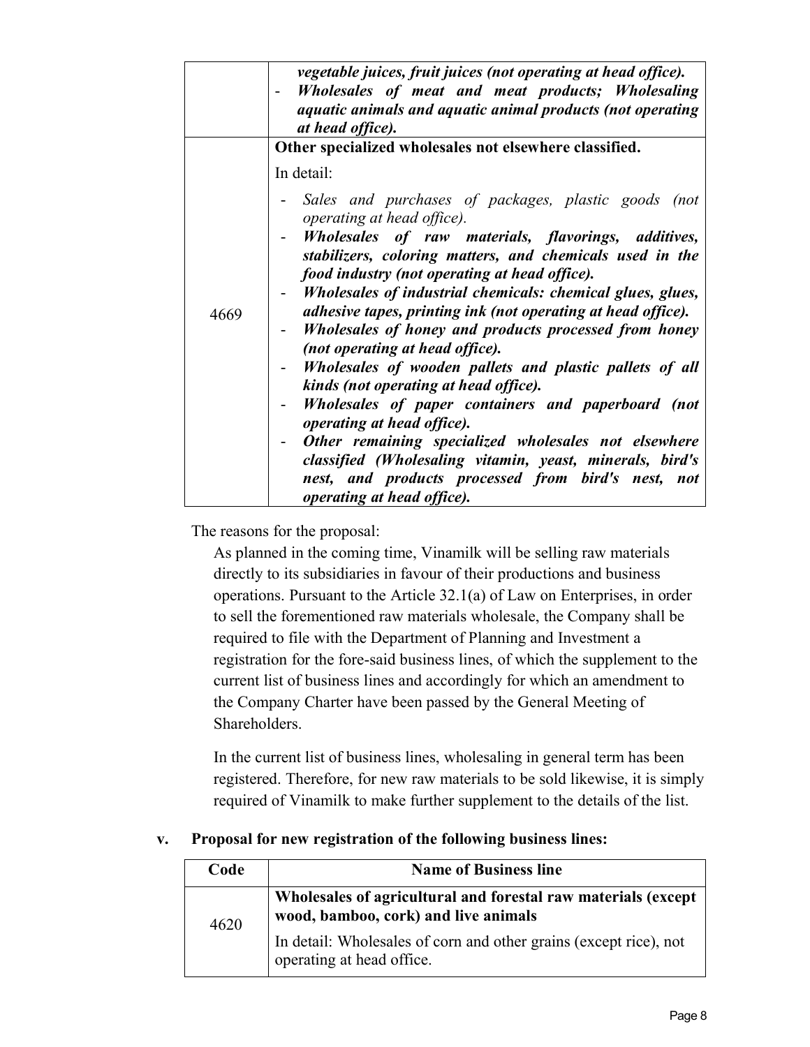| | |
|---|---|
| | *vegetable juices, fruit juices (not operating at head office).*<br>- ***Wholesales of meat and meat products; Wholesaling aquatic animals and aquatic animal products (not operating at head office).*** |
| 4669 | **Other specialized wholesales not elsewhere classified.**<br><br>In detail:<br><br>- *Sales and purchases of packages, plastic goods (not operating at head office).*<br>- ***Wholesales of raw materials, flavorings, additives, stabilizers, coloring matters, and chemicals used in the food industry (not operating at head office).***<br>- ***Wholesales of industrial chemicals: chemical glues, glues, adhesive tapes, printing ink (not operating at head office).***<br>- ***Wholesales of honey and products processed from honey (not operating at head office).***<br>- ***Wholesales of wooden pallets and plastic pallets of all kinds (not operating at head office).***<br>- ***Wholesales of paper containers and paperboard (not operating at head office).***<br>- ***Other remaining specialized wholesales not elsewhere classified (Wholesaling vitamin, yeast, minerals, bird's nest, and products processed from bird's nest, not operating at head office).*** |

The reasons for the proposal:

As planned in the coming time, Vinamilk will be selling raw materials directly to its subsidiaries in favour of their productions and business operations. Pursuant to the Article 32.1(a) of Law on Enterprises, in order to sell the forementioned raw materials wholesale, the Company shall be required to file with the Department of Planning and Investment a registration for the fore-said business lines, of which the supplement to the current list of business lines and accordingly for which an amendment to the Company Charter have been passed by the General Meeting of Shareholders.

In the current list of business lines, wholesaling in general term has been registered. Therefore, for new raw materials to be sold likewise, it is simply required of Vinamilk to make further supplement to the details of the list.

**v. Proposal for new registration of the following business lines:**

| Code | Name of Business line |
|---|---|
| 4620 | **Wholesales of agricultural and forestal raw materials (except wood, bamboo, cork) and live animals**<br><br>In detail: Wholesales of corn and other grains (except rice), not operating at head office. |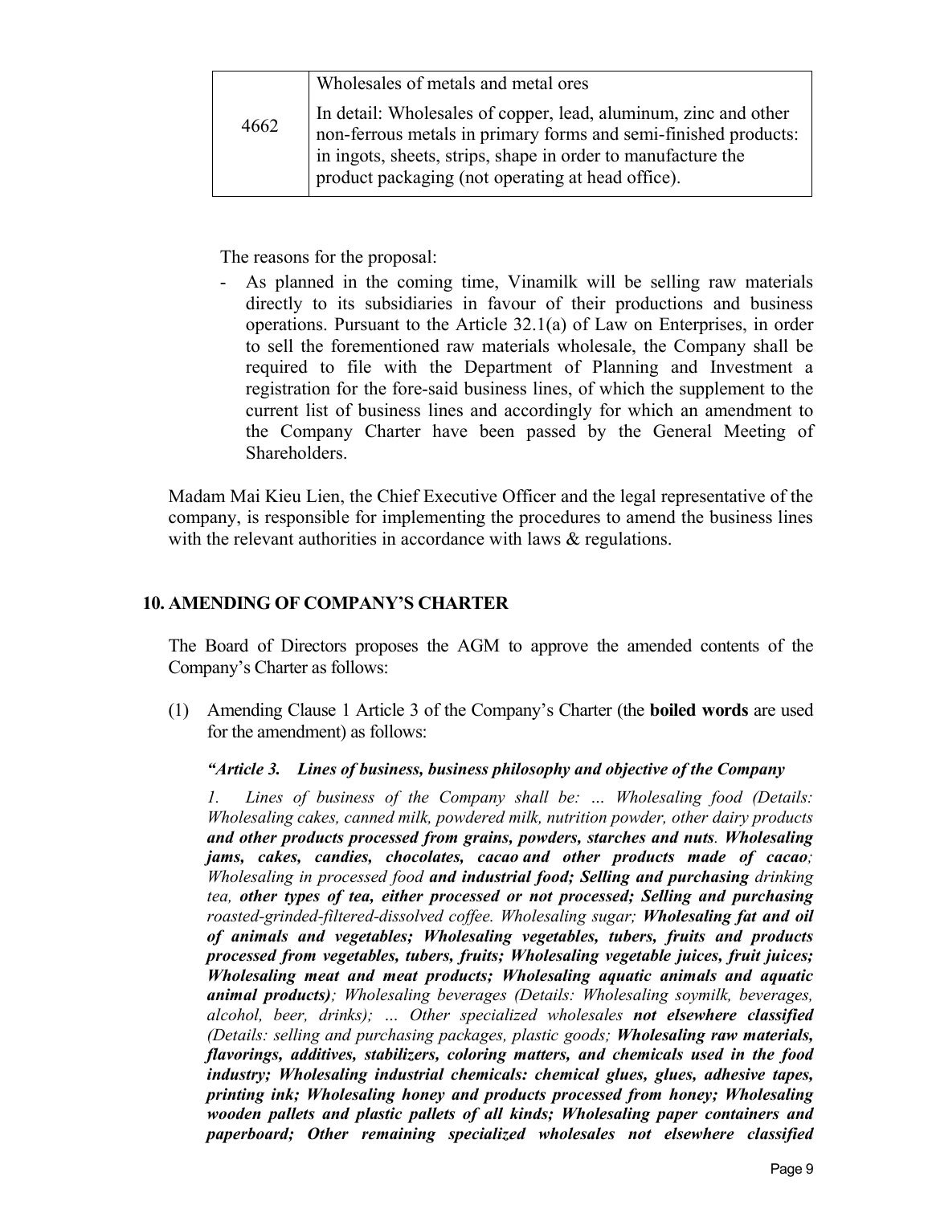| | |
|---|---|
| 4662 | Wholesales of metals and metal ores<br><br>In detail: Wholesales of copper, lead, aluminum, zinc and other non-ferrous metals in primary forms and semi-finished products: in ingots, sheets, strips, shape in order to manufacture the product packaging (not operating at head office). |

The reasons for the proposal:

- As planned in the coming time, Vinamilk will be selling raw materials directly to its subsidiaries in favour of their productions and business operations. Pursuant to the Article 32.1(a) of Law on Enterprises, in order to sell the forementioned raw materials wholesale, the Company shall be required to file with the Department of Planning and Investment a registration for the fore-said business lines, of which the supplement to the current list of business lines and accordingly for which an amendment to the Company Charter have been passed by the General Meeting of Shareholders.

Madam Mai Kieu Lien, the Chief Executive Officer and the legal representative of the company, is responsible for implementing the procedures to amend the business lines with the relevant authorities in accordance with laws & regulations.

## 10. AMENDING OF COMPANY'S CHARTER

The Board of Directors proposes the AGM to approve the amended contents of the Company's Charter as follows:

(1) Amending Clause 1 Article 3 of the Company's Charter (the **boiled words** are used for the amendment) as follows:

***"Article 3. Lines of business, business philosophy and objective of the Company***

*1. Lines of business of the Company shall be: ... Wholesaling food (Details: Wholesaling cakes, canned milk, powdered milk, nutrition powder, other dairy products* ***and other products processed from grains, powders, starches and nuts****.* ***Wholesaling jams, cakes, candies, chocolates, cacao and other products made of cacao****; Wholesaling in processed food* ***and industrial food; Selling and purchasing*** *drinking tea,* ***other types of tea, either processed or not processed; Selling and purchasing*** *roasted-grinded-filtered-dissolved coffee. Wholesaling sugar;* ***Wholesaling fat and oil of animals and vegetables; Wholesaling vegetables, tubers, fruits and products processed from vegetables, tubers, fruits; Wholesaling vegetable juices, fruit juices; Wholesaling meat and meat products; Wholesaling aquatic animals and aquatic animal products)****; Wholesaling beverages (Details: Wholesaling soymilk, beverages, alcohol, beer, drinks); ... Other specialized wholesales* ***not elsewhere classified*** *(Details: selling and purchasing packages, plastic goods;* ***Wholesaling raw materials, flavorings, additives, stabilizers, coloring matters, and chemicals used in the food industry; Wholesaling industrial chemicals: chemical glues, glues, adhesive tapes, printing ink; Wholesaling honey and products processed from honey; Wholesaling wooden pallets and plastic pallets of all kinds; Wholesaling paper containers and paperboard; Other remaining specialized wholesales not elsewhere classified***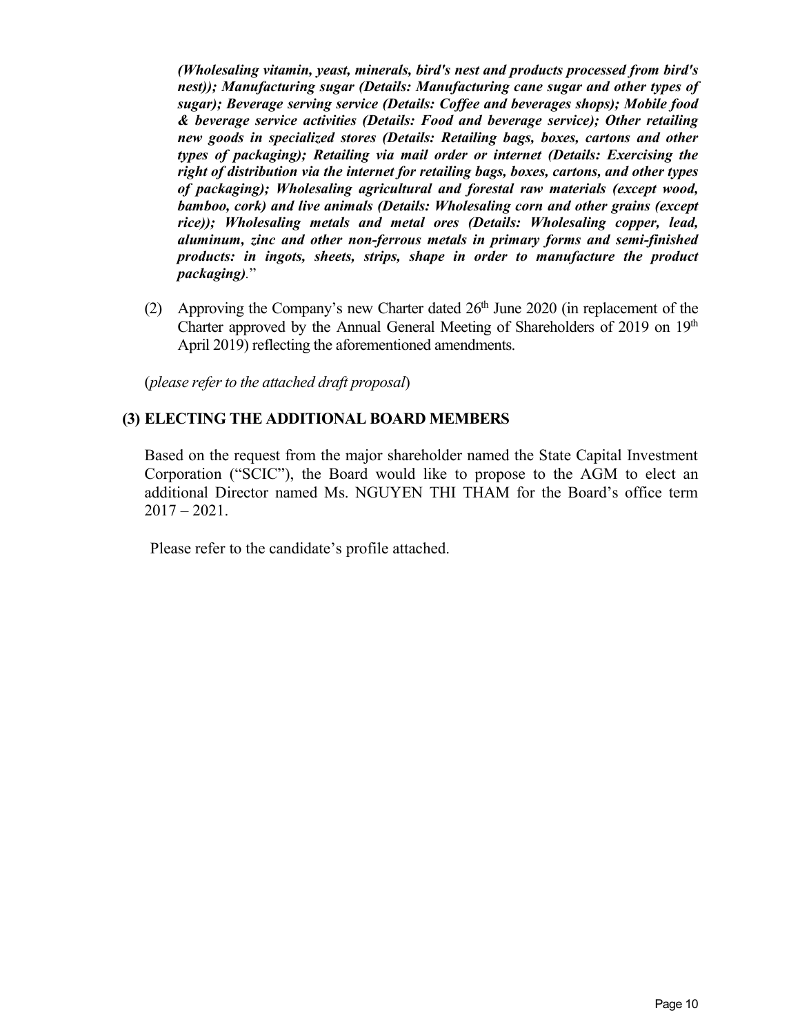***(Wholesaling vitamin, yeast, minerals, bird's nest and products processed from bird's nest)); Manufacturing sugar (Details: Manufacturing cane sugar and other types of sugar); Beverage serving service (Details: Coffee and beverages shops); Mobile food & beverage service activities (Details: Food and beverage service); Other retailing new goods in specialized stores (Details: Retailing bags, boxes, cartons and other types of packaging); Retailing via mail order or internet (Details: Exercising the right of distribution via the internet for retailing bags, boxes, cartons, and other types of packaging); Wholesaling agricultural and forestal raw materials (except wood, bamboo, cork) and live animals (Details: Wholesaling corn and other grains (except rice)); Wholesaling metals and metal ores (Details: Wholesaling copper, lead, aluminum, zinc and other non-ferrous metals in primary forms and semi-finished products: in ingots, sheets, strips, shape in order to manufacture the product packaging).***"

(2) Approving the Company's new Charter dated 26th June 2020 (in replacement of the Charter approved by the Annual General Meeting of Shareholders of 2019 on 19th April 2019) reflecting the aforementioned amendments.

(*please refer to the attached draft proposal*)

**(3) ELECTING THE ADDITIONAL BOARD MEMBERS**

Based on the request from the major shareholder named the State Capital Investment Corporation ("SCIC"), the Board would like to propose to the AGM to elect an additional Director named Ms. NGUYEN THI THAM for the Board's office term 2017 – 2021.

Please refer to the candidate's profile attached.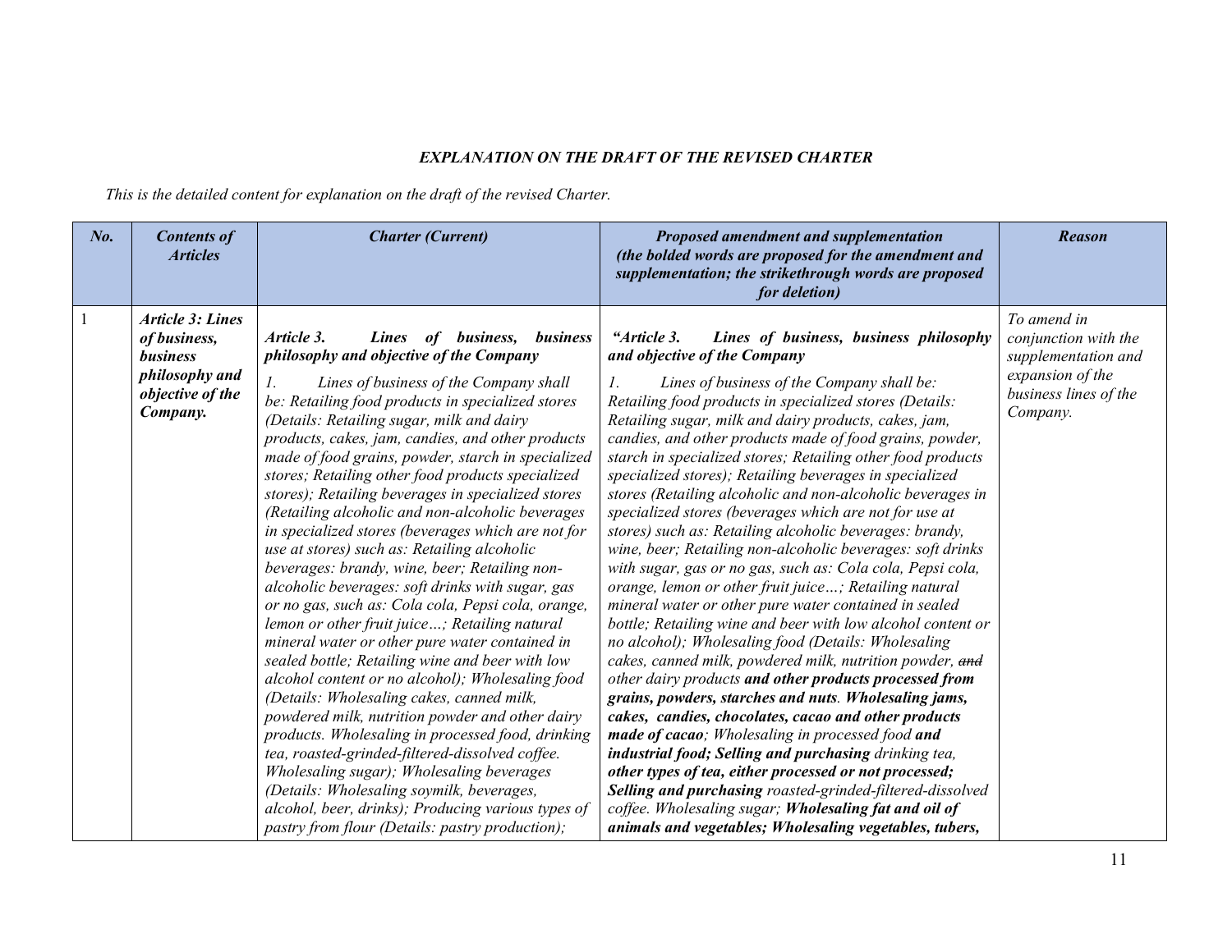***EXPLANATION ON THE DRAFT OF THE REVISED CHARTER***

*This is the detailed content for explanation on the draft of the revised Charter.*

| ***No.*** | ***Contents of Articles*** | ***Charter (Current)*** | ***Proposed amendment and supplementation (the bolded words are proposed for the amendment and supplementation; the strikethrough words are proposed for deletion)*** | ***Reason*** |
|---|---|---|---|---|
| 1 | ***Article 3: Lines of business, business philosophy and objective of the Company.*** | ***Article 3. Lines of business, business philosophy and objective of the Company*** <br> *1. Lines of business of the Company shall be: Retailing food products in specialized stores (Details: Retailing sugar, milk and dairy products, cakes, jam, candies, and other products made of food grains, powder, starch in specialized stores; Retailing other food products specialized stores); Retailing beverages in specialized stores (Retailing alcoholic and non-alcoholic beverages in specialized stores (beverages which are not for use at stores) such as: Retailing alcoholic beverages: brandy, wine, beer; Retailing non-alcoholic beverages: soft drinks with sugar, gas or no gas, such as: Cola cola, Pepsi cola, orange, lemon or other fruit juice…; Retailing natural mineral water or other pure water contained in sealed bottle; Retailing wine and beer with low alcohol content or no alcohol); Wholesaling food (Details: Wholesaling cakes, canned milk, powdered milk, nutrition powder and other dairy products. Wholesaling in processed food, drinking tea, roasted-grinded-filtered-dissolved coffee. Wholesaling sugar); Wholesaling beverages (Details: Wholesaling soymilk, beverages, alcohol, beer, drinks); Producing various types of pastry from flour (Details: pastry production);* | ***"Article 3. Lines of business, business philosophy and objective of the Company*** <br> *1. Lines of business of the Company shall be: Retailing food products in specialized stores (Details: Retailing sugar, milk and dairy products, cakes, jam, candies, and other products made of food grains, powder, starch in specialized stores; Retailing other food products specialized stores); Retailing beverages in specialized stores (Retailing alcoholic and non-alcoholic beverages in specialized stores (beverages which are not for use at stores) such as: Retailing alcoholic beverages: brandy, wine, beer; Retailing non-alcoholic beverages: soft drinks with sugar, gas or no gas, such as: Cola cola, Pepsi cola, orange, lemon or other fruit juice…; Retailing natural mineral water or other pure water contained in sealed bottle; Retailing wine and beer with low alcohol content or no alcohol); Wholesaling food (Details: Wholesaling cakes, canned milk, powdered milk, nutrition powder, ~~and~~ other dairy products* ***and other products processed from grains, powders, starches and nuts. Wholesaling jams, cakes, candies, chocolates, cacao and other products made of cacao****; Wholesaling in processed food* ***and industrial food; Selling and purchasing*** *drinking tea,* ***other types of tea, either processed or not processed; Selling and purchasing*** *roasted-grinded-filtered-dissolved coffee. Wholesaling sugar;* ***Wholesaling fat and oil of animals and vegetables; Wholesaling vegetables, tubers,*** | *To amend in conjunction with the supplementation and expansion of the business lines of the Company.* |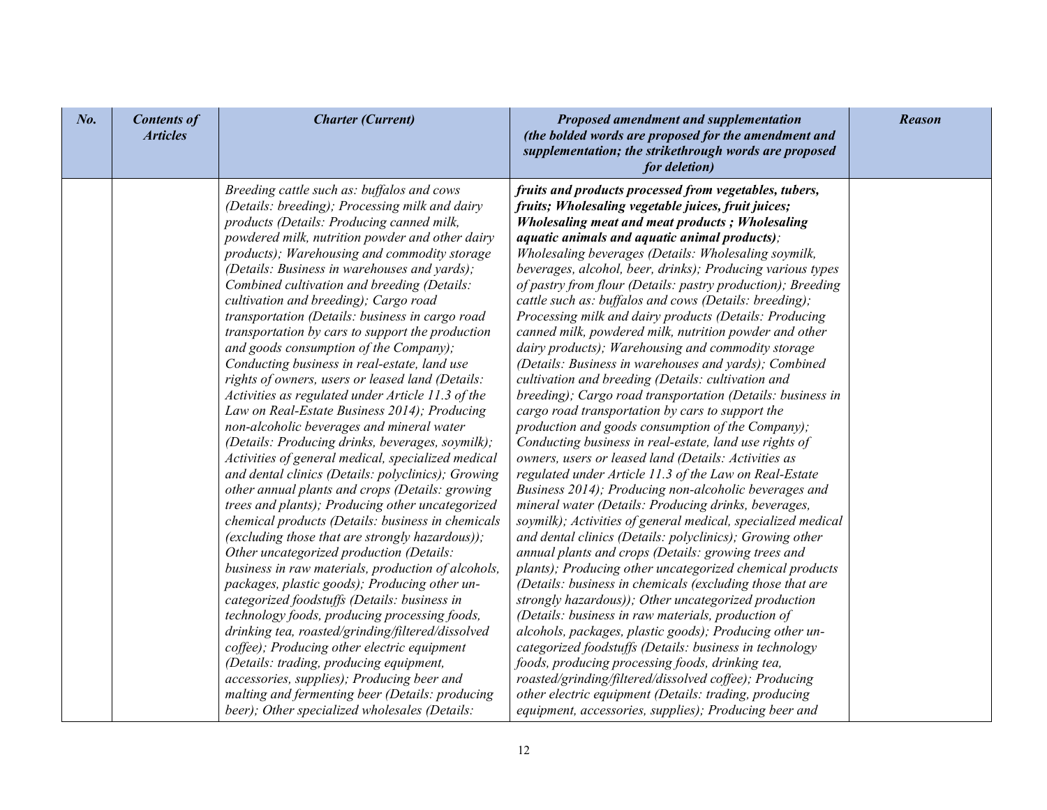| No. | Contents of Articles | Charter (Current) | Proposed amendment and supplementation (the bolded words are proposed for the amendment and supplementation; the strikethrough words are proposed for deletion) | Reason |
|---|---|---|---|---|
| | | *Breeding cattle such as: buffalos and cows (Details: breeding); Processing milk and dairy products (Details: Producing canned milk, powdered milk, nutrition powder and other dairy products); Warehousing and commodity storage (Details: Business in warehouses and yards); Combined cultivation and breeding (Details: cultivation and breeding); Cargo road transportation (Details: business in cargo road transportation by cars to support the production and goods consumption of the Company); Conducting business in real-estate, land use rights of owners, users or leased land (Details: Activities as regulated under Article 11.3 of the Law on Real-Estate Business 2014); Producing non-alcoholic beverages and mineral water (Details: Producing drinks, beverages, soymilk); Activities of general medical, specialized medical and dental clinics (Details: polyclinics); Growing other annual plants and crops (Details: growing trees and plants); Producing other uncategorized chemical products (Details: business in chemicals (excluding those that are strongly hazardous)); Other uncategorized production (Details: business in raw materials, production of alcohols, packages, plastic goods); Producing other un-categorized foodstuffs (Details: business in technology foods, producing processing foods, drinking tea, roasted/grinding/filtered/dissolved coffee); Producing other electric equipment (Details: trading, producing equipment, accessories, supplies); Producing beer and malting and fermenting beer (Details: producing beer); Other specialized wholesales (Details:* | ***fruits and products processed from vegetables, tubers, fruits; Wholesaling vegetable juices, fruit juices; Wholesaling meat and meat products ; Wholesaling aquatic animals and aquatic animal products)****; Wholesaling beverages (Details: Wholesaling soymilk, beverages, alcohol, beer, drinks); Producing various types of pastry from flour (Details: pastry production); Breeding cattle such as: buffalos and cows (Details: breeding); Processing milk and dairy products (Details: Producing canned milk, powdered milk, nutrition powder and other dairy products); Warehousing and commodity storage (Details: Business in warehouses and yards); Combined cultivation and breeding (Details: cultivation and breeding); Cargo road transportation (Details: business in cargo road transportation by cars to support the production and goods consumption of the Company); Conducting business in real-estate, land use rights of owners, users or leased land (Details: Activities as regulated under Article 11.3 of the Law on Real-Estate Business 2014); Producing non-alcoholic beverages and mineral water (Details: Producing drinks, beverages, soymilk); Activities of general medical, specialized medical and dental clinics (Details: polyclinics); Growing other annual plants and crops (Details: growing trees and plants); Producing other uncategorized chemical products (Details: business in chemicals (excluding those that are strongly hazardous)); Other uncategorized production (Details: business in raw materials, production of alcohols, packages, plastic goods); Producing other un-categorized foodstuffs (Details: business in technology foods, producing processing foods, drinking tea, roasted/grinding/filtered/dissolved coffee); Producing other electric equipment (Details: trading, producing equipment, accessories, supplies); Producing beer and* | |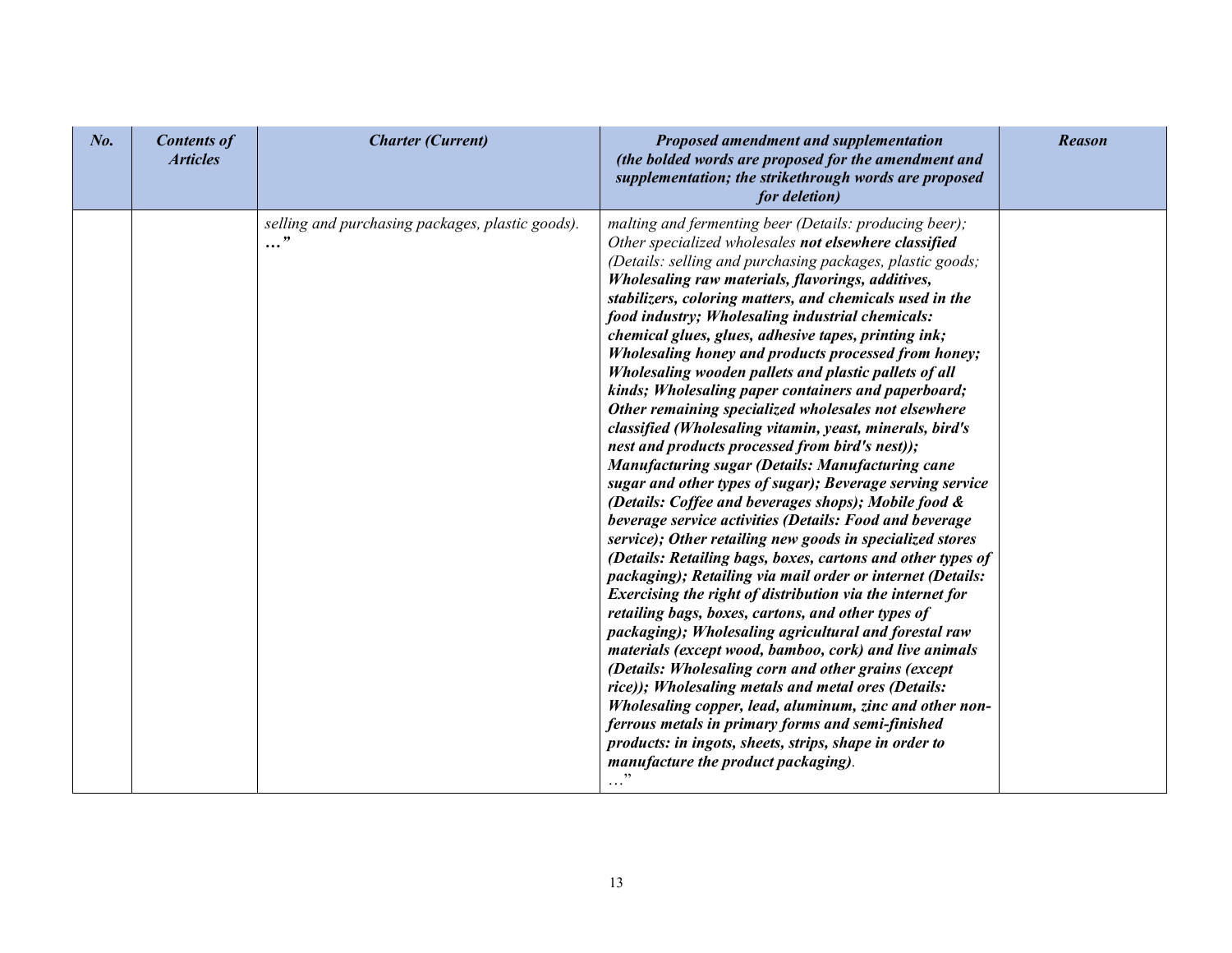| *No.* | *Contents of Articles* | *Charter (Current)* | *Proposed amendment and supplementation (the bolded words are proposed for the amendment and supplementation; the strikethrough words are proposed for deletion)* | *Reason* |
|---|---|---|---|---|
| | | *selling and purchasing packages, plastic goods). …"* | *malting and fermenting beer (Details: producing beer); Other specialized wholesales **not elsewhere classified** (Details: selling and purchasing packages, plastic goods; **Wholesaling raw materials, flavorings, additives, stabilizers, coloring matters, and chemicals used in the food industry; Wholesaling industrial chemicals: chemical glues, glues, adhesive tapes, printing ink; Wholesaling honey and products processed from honey; Wholesaling wooden pallets and plastic pallets of all kinds; Wholesaling paper containers and paperboard; Other remaining specialized wholesales not elsewhere classified (Wholesaling vitamin, yeast, minerals, bird's nest and products processed from bird's nest)); Manufacturing sugar (Details: Manufacturing cane sugar and other types of sugar); Beverage serving service (Details: Coffee and beverages shops); Mobile food & beverage service activities (Details: Food and beverage service); Other retailing new goods in specialized stores (Details: Retailing bags, boxes, cartons and other types of packaging); Retailing via mail order or internet (Details: Exercising the right of distribution via the internet for retailing bags, boxes, cartons, and other types of packaging); Wholesaling agricultural and forestal raw materials (except wood, bamboo, cork) and live animals (Details: Wholesaling corn and other grains (except rice)); Wholesaling metals and metal ores (Details: Wholesaling copper, lead, aluminum, zinc and other non-ferrous metals in primary forms and semi-finished products: in ingots, sheets, strips, shape in order to manufacture the product packaging)**. …"* | |